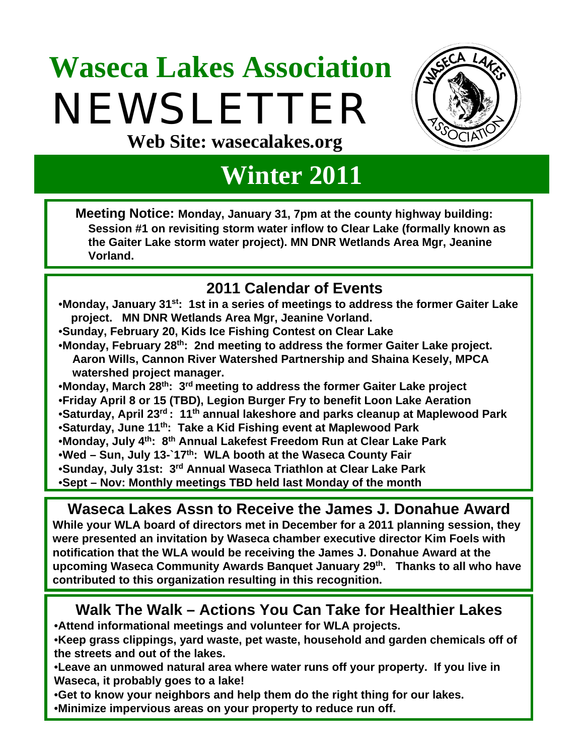# Waseca Lakes Association NEWSLETTER

**Web Site: wasecalakes.org**

## Winter 2011

**Meeting Notice: Monday, January 31, 7pm at the county highway building: Session #1 on revisiting storm water inflow to Clear Lake (formally known as the Gaiter Lake storm water project). MN DNR Wetlands Area Mgr, Jeanine Vorland.**

## 2011 Calendar of Events

- **Monday, January 31st: 1st in a series of meetings to address the former Gaiter Lake project. MN DNR Wetlands Area Mgr, Jeanine Vorland.**
- **Sunday, February 20, Kids Ice Fishing Contest on Clear Lake**
- **Monday, February 28th: 2nd meeting to address the former Gaiter Lake project. Aaron Wills, Cannon River Watershed Partnership and Shaina Kesely, MPCA watershed project manager.**
- **Monday, March 28th: 3rd meeting to address the former Gaiter Lake project**
- **Friday April 8 or 15 (TBD), Legion Burger Fry to benefit Loon Lake Aeration**
- **Saturday, April 23rd : 11th annual lakeshore and parks cleanup at Maplewood Park**
- **Saturday, June 11th: Take a Kid Fishing event at Maplewood Park**
- **Monday, July 4th: 8th Annual Lakefest Freedom Run at Clear Lake Park**
- **Wed – Sun, July 13-`17th: WLA booth at the Waseca County Fair**
- **Sunday, July 31st: 3rd Annual Waseca Triathlon at Clear Lake Park**
- **Sept – Nov: Monthly meetings TBD held last Monday of the month**

## Waseca Lakes Assn to Receive the James J. Donahue Award

**While your WLA board of directors met in December for a 2011 planning session, they were presented an invitation by Waseca chamber executive director Kim Foels with notification that the WLA would be receiving the James J. Donahue Award at the upcoming Waseca Community Awards Banquet January 29th. Thanks to all who have contributed to this organization resulting in this recognition.**

## Walk The Walk – Actions You Can Take for Healthier Lakes

- **Attend informational meetings and volunteer for WLA projects.**
- **Keep grass clippings, yard waste, pet waste, household and garden chemicals off of the streets and out of the lakes.**
- **Leave an unmowed natural area where water runs off your property. If you live in Waseca, it probably goes to a lake!**
- **Get to know your neighbors and help them do the right thing for our lakes.**
- **Minimize impervious areas on your property to reduce run off.**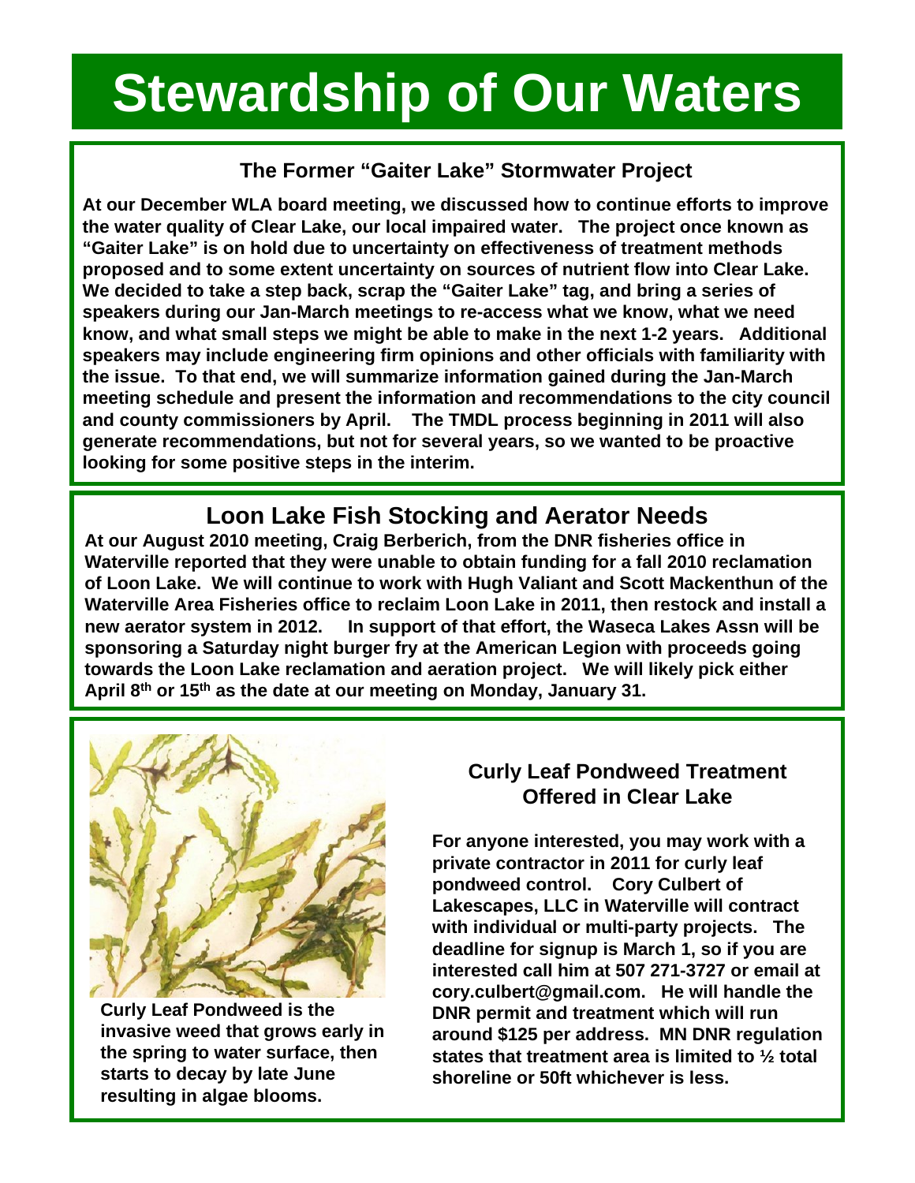# Stewardship of Our Waters

## The Former "Gaiter Lake" Stormwater Project

**At our December WLA board meeting, we discussed how to continue efforts to improve the water quality of Clear Lake, our local impaired water. The project once known as "Gaiter Lake" is on hold due to uncertainty on effectiveness of treatment methods proposed and to some extent uncertainty on sources of nutrient flow into Clear Lake. We decided to take a step back, scrap the "Gaiter Lake" tag, and bring a series of speakers during our Jan-March meetings to re-access what we know, what we need know, and what small steps we might be able to make in the next 1-2 years. Additional speakers may include engineering firm opinions and other officials with familiarity with the issue. To that end, we will summarize information gained during the Jan-March meeting schedule and present the information and recommendations to the city council and county commissioners by April. The TMDL process beginning in 2011 will also generate recommendations, but not for several years, so we wanted to be proactive looking for some positive steps in the interim.**

## Loon Lake Fish Stocking and Aerator Needs

**At our August 2010 meeting, Craig Berberich, from the DNR fisheries office in Waterville reported that they were unable to obtain funding for a fall 2010 reclamation of Loon Lake. We will continue to work with Hugh Valiant and Scott Mackenthun of the Waterville Area Fisheries office to reclaim Loon Lake in 2011, then restock and install a new aerator system in 2012. In support of that effort, the Waseca Lakes Assn will be sponsoring a Saturday night burger fry at the American Legion with proceeds going towards the Loon Lake reclamation and aeration project. We will likely pick either April 8th or 15th as the date at our meeting on Monday, January 31.**

**Curly Leaf Pondweed is the invasive weed that grows early in the spring to water surface, then starts to decay by late June resulting in algae blooms.**

## Curly Leaf Pondweed Treatment Offered in Clear Lake

**For anyone interested, you may work with a private contractor in 2011 for curly leaf pondweed control. Cory Culbert of Lakescapes, LLC in Waterville will contract with individual or multi-party projects. The deadline for signup is March 1, so if you are interested call him at 507 271-3727 or email at cory.culbert@gmail.com. He will handle the DNR permit and treatment which will run around $125 per address. MN DNR regulation states that treatment area is limited to ½ total shoreline or 50ft whichever is less.**